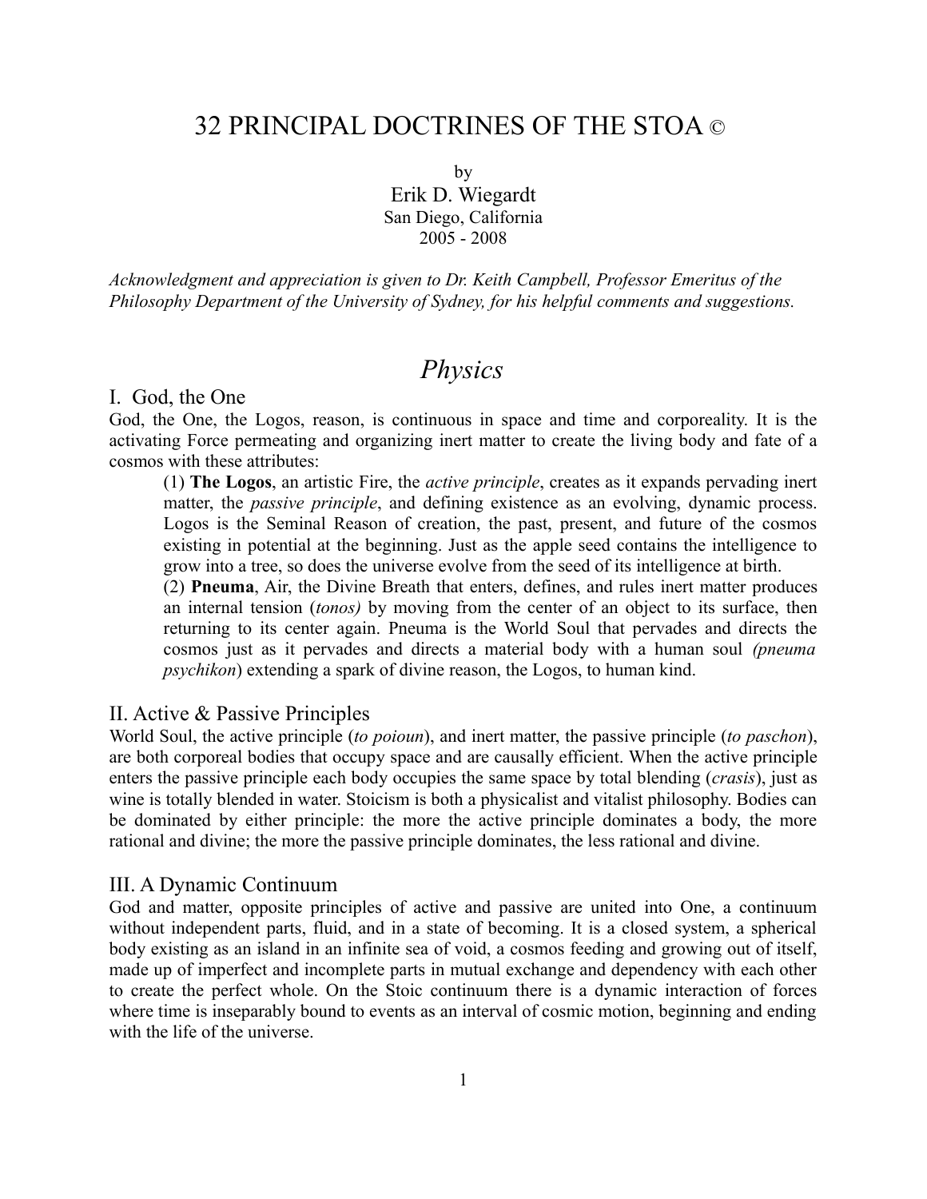# 32 PRINCIPAL DOCTRINES OF THE STOA ©

by
Erik D. Wiegardt
San Diego, California
2005 - 2008

*Acknowledgment and appreciation is given to Dr. Keith Campbell, Professor Emeritus of the Philosophy Department of the University of Sydney, for his helpful comments and suggestions.*

# *Physics*

## I. God, the One

God, the One, the Logos, reason, is continuous in space and time and corporeality. It is the activating Force permeating and organizing inert matter to create the living body and fate of a cosmos with these attributes:

(1) **The Logos**, an artistic Fire, the *active principle*, creates as it expands pervading inert matter, the *passive principle*, and defining existence as an evolving, dynamic process. Logos is the Seminal Reason of creation, the past, present, and future of the cosmos existing in potential at the beginning. Just as the apple seed contains the intelligence to grow into a tree, so does the universe evolve from the seed of its intelligence at birth.

(2) **Pneuma**, Air, the Divine Breath that enters, defines, and rules inert matter produces an internal tension (*tonos)* by moving from the center of an object to its surface, then returning to its center again. Pneuma is the World Soul that pervades and directs the cosmos just as it pervades and directs a material body with a human soul *(pneuma psychikon*) extending a spark of divine reason, the Logos, to human kind.

## II. Active & Passive Principles

World Soul, the active principle (*to poioun*), and inert matter, the passive principle (*to paschon*), are both corporeal bodies that occupy space and are causally efficient. When the active principle enters the passive principle each body occupies the same space by total blending (*crasis*), just as wine is totally blended in water. Stoicism is both a physicalist and vitalist philosophy. Bodies can be dominated by either principle: the more the active principle dominates a body, the more rational and divine; the more the passive principle dominates, the less rational and divine.

## III. A Dynamic Continuum

God and matter, opposite principles of active and passive are united into One, a continuum without independent parts, fluid, and in a state of becoming. It is a closed system, a spherical body existing as an island in an infinite sea of void, a cosmos feeding and growing out of itself, made up of imperfect and incomplete parts in mutual exchange and dependency with each other to create the perfect whole. On the Stoic continuum there is a dynamic interaction of forces where time is inseparably bound to events as an interval of cosmic motion, beginning and ending with the life of the universe.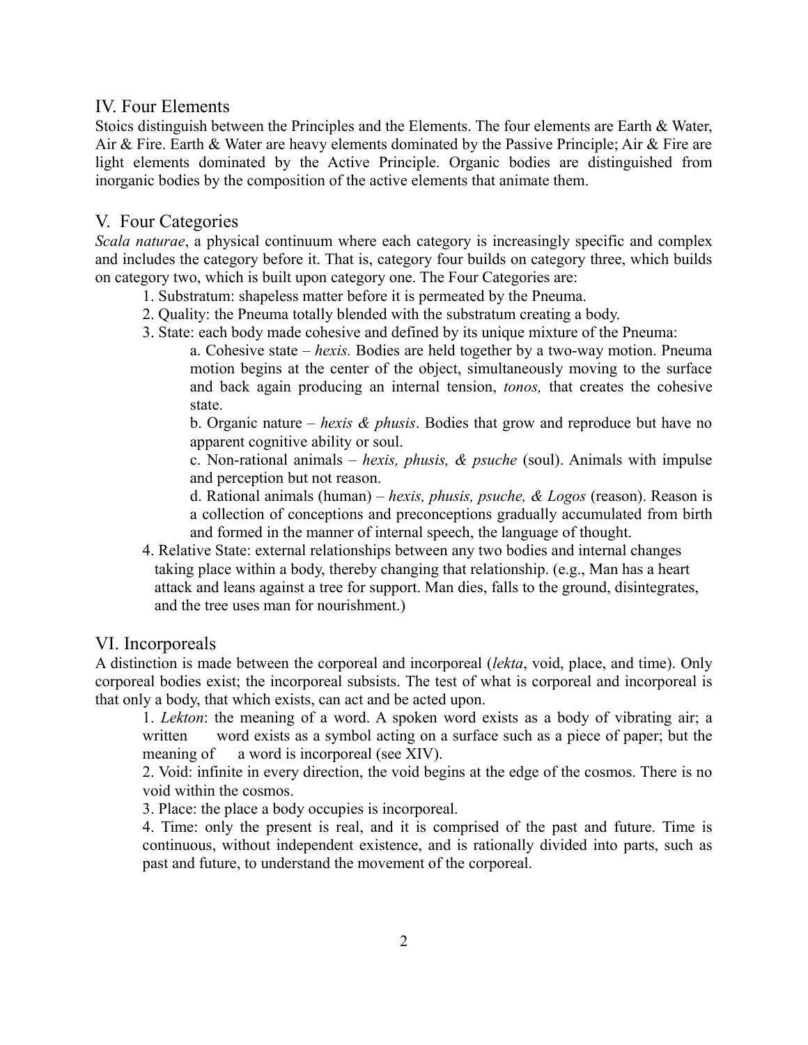## IV. Four Elements

Stoics distinguish between the Principles and the Elements. The four elements are Earth & Water, Air & Fire. Earth & Water are heavy elements dominated by the Passive Principle; Air & Fire are light elements dominated by the Active Principle. Organic bodies are distinguished from inorganic bodies by the composition of the active elements that animate them.

## V. Four Categories

*Scala naturae*, a physical continuum where each category is increasingly specific and complex and includes the category before it. That is, category four builds on category three, which builds on category two, which is built upon category one. The Four Categories are:

1. Substratum: shapeless matter before it is permeated by the Pneuma.
2. Quality: the Pneuma totally blended with the substratum creating a body.
3. State: each body made cohesive and defined by its unique mixture of the Pneuma:

   a. Cohesive state – *hexis.* Bodies are held together by a two-way motion. Pneuma motion begins at the center of the object, simultaneously moving to the surface and back again producing an internal tension, *tonos,* that creates the cohesive state.

   b. Organic nature – *hexis & phusis*. Bodies that grow and reproduce but have no apparent cognitive ability or soul.

   c. Non-rational animals – *hexis, phusis, & psuche* (soul). Animals with impulse and perception but not reason.

   d. Rational animals (human) – *hexis, phusis, psuche, & Logos* (reason). Reason is a collection of conceptions and preconceptions gradually accumulated from birth and formed in the manner of internal speech, the language of thought.

4. Relative State: external relationships between any two bodies and internal changes taking place within a body, thereby changing that relationship. (e.g., Man has a heart attack and leans against a tree for support. Man dies, falls to the ground, disintegrates, and the tree uses man for nourishment.)

## VI. Incorporeals

A distinction is made between the corporeal and incorporeal (*lekta*, void, place, and time). Only corporeal bodies exist; the incorporeal subsists. The test of what is corporeal and incorporeal is that only a body, that which exists, can act and be acted upon.

1. *Lekton*: the meaning of a word. A spoken word exists as a body of vibrating air; a written word exists as a symbol acting on a surface such as a piece of paper; but the meaning of a word is incorporeal (see XIV).
2. Void: infinite in every direction, the void begins at the edge of the cosmos. There is no void within the cosmos.
3. Place: the place a body occupies is incorporeal.
4. Time: only the present is real, and it is comprised of the past and future. Time is continuous, without independent existence, and is rationally divided into parts, such as past and future, to understand the movement of the corporeal.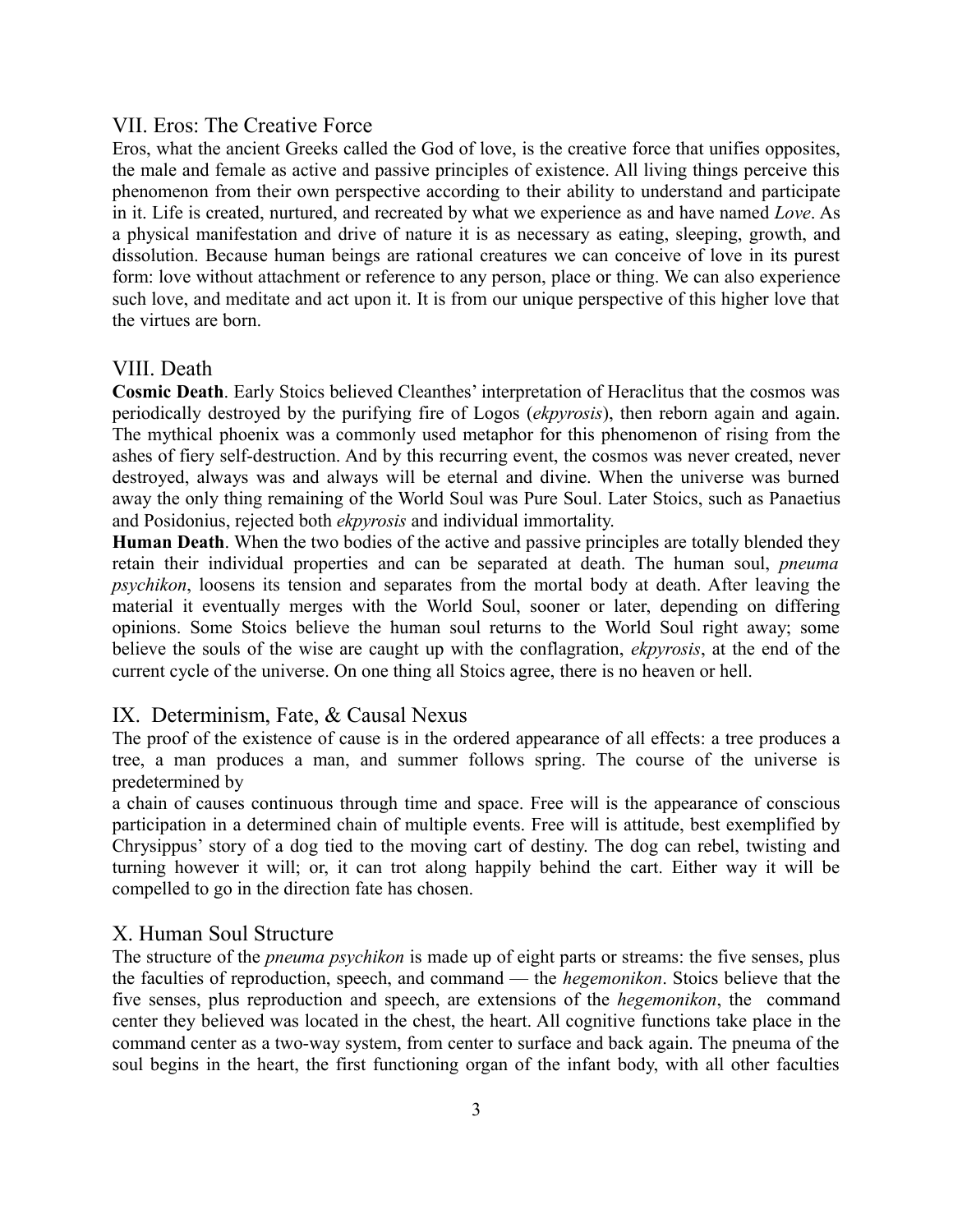## VII. Eros: The Creative Force

Eros, what the ancient Greeks called the God of love, is the creative force that unifies opposites, the male and female as active and passive principles of existence. All living things perceive this phenomenon from their own perspective according to their ability to understand and participate in it. Life is created, nurtured, and recreated by what we experience as and have named *Love*. As a physical manifestation and drive of nature it is as necessary as eating, sleeping, growth, and dissolution. Because human beings are rational creatures we can conceive of love in its purest form: love without attachment or reference to any person, place or thing. We can also experience such love, and meditate and act upon it. It is from our unique perspective of this higher love that the virtues are born.

## VIII. Death

**Cosmic Death**. Early Stoics believed Cleanthes' interpretation of Heraclitus that the cosmos was periodically destroyed by the purifying fire of Logos (*ekpyrosis*), then reborn again and again. The mythical phoenix was a commonly used metaphor for this phenomenon of rising from the ashes of fiery self-destruction. And by this recurring event, the cosmos was never created, never destroyed, always was and always will be eternal and divine. When the universe was burned away the only thing remaining of the World Soul was Pure Soul. Later Stoics, such as Panaetius and Posidonius, rejected both *ekpyrosis* and individual immortality.

**Human Death**. When the two bodies of the active and passive principles are totally blended they retain their individual properties and can be separated at death. The human soul, *pneuma psychikon*, loosens its tension and separates from the mortal body at death. After leaving the material it eventually merges with the World Soul, sooner or later, depending on differing opinions. Some Stoics believe the human soul returns to the World Soul right away; some believe the souls of the wise are caught up with the conflagration, *ekpyrosis*, at the end of the current cycle of the universe. On one thing all Stoics agree, there is no heaven or hell.

## IX. Determinism, Fate, & Causal Nexus

The proof of the existence of cause is in the ordered appearance of all effects: a tree produces a tree, a man produces a man, and summer follows spring. The course of the universe is predetermined by a chain of causes continuous through time and space. Free will is the appearance of conscious participation in a determined chain of multiple events. Free will is attitude, best exemplified by Chrysippus' story of a dog tied to the moving cart of destiny. The dog can rebel, twisting and turning however it will; or, it can trot along happily behind the cart. Either way it will be compelled to go in the direction fate has chosen.

## X. Human Soul Structure

The structure of the *pneuma psychikon* is made up of eight parts or streams: the five senses, plus the faculties of reproduction, speech, and command — the *hegemonikon*. Stoics believe that the five senses, plus reproduction and speech, are extensions of the *hegemonikon*, the command center they believed was located in the chest, the heart. All cognitive functions take place in the command center as a two-way system, from center to surface and back again. The pneuma of the soul begins in the heart, the first functioning organ of the infant body, with all other faculties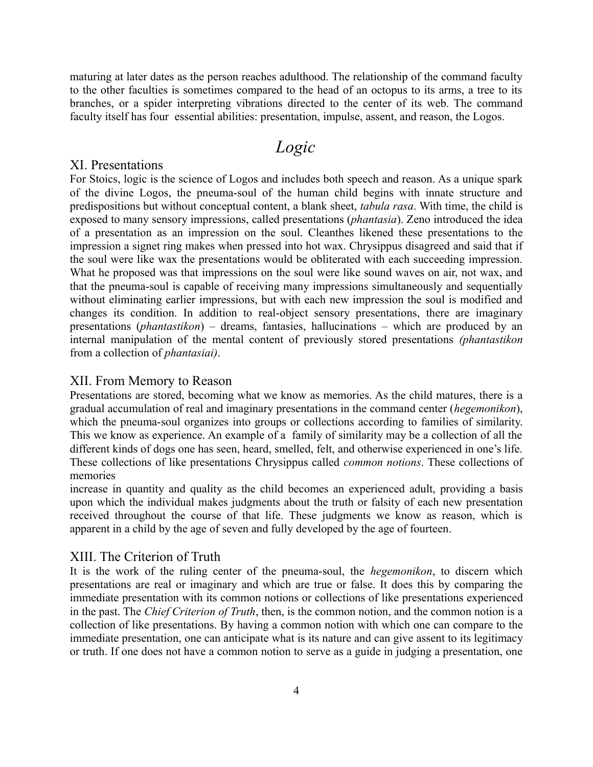maturing at later dates as the person reaches adulthood. The relationship of the command faculty to the other faculties is sometimes compared to the head of an octopus to its arms, a tree to its branches, or a spider interpreting vibrations directed to the center of its web. The command faculty itself has four essential abilities: presentation, impulse, assent, and reason, the Logos.

# *Logic*

## XI. Presentations

For Stoics, logic is the science of Logos and includes both speech and reason. As a unique spark of the divine Logos, the pneuma-soul of the human child begins with innate structure and predispositions but without conceptual content, a blank sheet, *tabula rasa*. With time, the child is exposed to many sensory impressions, called presentations (*phantasia*). Zeno introduced the idea of a presentation as an impression on the soul. Cleanthes likened these presentations to the impression a signet ring makes when pressed into hot wax. Chrysippus disagreed and said that if the soul were like wax the presentations would be obliterated with each succeeding impression. What he proposed was that impressions on the soul were like sound waves on air, not wax, and that the pneuma-soul is capable of receiving many impressions simultaneously and sequentially without eliminating earlier impressions, but with each new impression the soul is modified and changes its condition. In addition to real-object sensory presentations, there are imaginary presentations (*phantastikon*) – dreams, fantasies, hallucinations – which are produced by an internal manipulation of the mental content of previously stored presentations *(phantastikon* from a collection of *phantasiai)*.

## XII. From Memory to Reason

Presentations are stored, becoming what we know as memories. As the child matures, there is a gradual accumulation of real and imaginary presentations in the command center (*hegemonikon*), which the pneuma-soul organizes into groups or collections according to families of similarity. This we know as experience. An example of a family of similarity may be a collection of all the different kinds of dogs one has seen, heard, smelled, felt, and otherwise experienced in one's life. These collections of like presentations Chrysippus called *common notions*. These collections of memories increase in quantity and quality as the child becomes an experienced adult, providing a basis upon which the individual makes judgments about the truth or falsity of each new presentation received throughout the course of that life. These judgments we know as reason, which is apparent in a child by the age of seven and fully developed by the age of fourteen.

## XIII. The Criterion of Truth

It is the work of the ruling center of the pneuma-soul, the *hegemonikon*, to discern which presentations are real or imaginary and which are true or false. It does this by comparing the immediate presentation with its common notions or collections of like presentations experienced in the past. The *Chief Criterion of Truth*, then, is the common notion, and the common notion is a collection of like presentations. By having a common notion with which one can compare to the immediate presentation, one can anticipate what is its nature and can give assent to its legitimacy or truth. If one does not have a common notion to serve as a guide in judging a presentation, one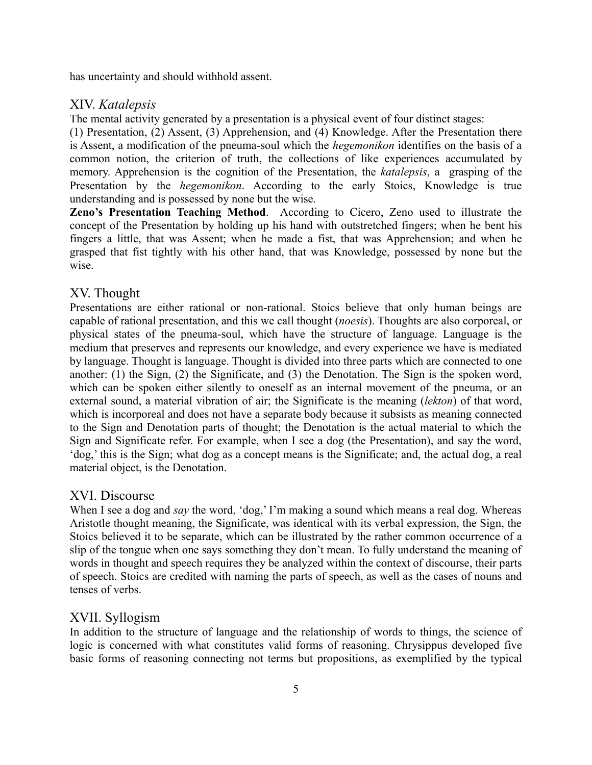has uncertainty and should withhold assent.

## XIV. *Katalepsis*

The mental activity generated by a presentation is a physical event of four distinct stages: (1) Presentation, (2) Assent, (3) Apprehension, and (4) Knowledge. After the Presentation there is Assent, a modification of the pneuma-soul which the *hegemonikon* identifies on the basis of a common notion, the criterion of truth, the collections of like experiences accumulated by memory. Apprehension is the cognition of the Presentation, the *katalepsis*, a grasping of the Presentation by the *hegemonikon*. According to the early Stoics, Knowledge is true understanding and is possessed by none but the wise.

**Zeno's Presentation Teaching Method**. According to Cicero, Zeno used to illustrate the concept of the Presentation by holding up his hand with outstretched fingers; when he bent his fingers a little, that was Assent; when he made a fist, that was Apprehension; and when he grasped that fist tightly with his other hand, that was Knowledge, possessed by none but the wise.

## XV. Thought

Presentations are either rational or non-rational. Stoics believe that only human beings are capable of rational presentation, and this we call thought (*noesis*). Thoughts are also corporeal, or physical states of the pneuma-soul, which have the structure of language. Language is the medium that preserves and represents our knowledge, and every experience we have is mediated by language. Thought is language. Thought is divided into three parts which are connected to one another: (1) the Sign, (2) the Significate, and (3) the Denotation. The Sign is the spoken word, which can be spoken either silently to oneself as an internal movement of the pneuma, or an external sound, a material vibration of air; the Significate is the meaning (*lekton*) of that word, which is incorporeal and does not have a separate body because it subsists as meaning connected to the Sign and Denotation parts of thought; the Denotation is the actual material to which the Sign and Significate refer. For example, when I see a dog (the Presentation), and say the word, 'dog,' this is the Sign; what dog as a concept means is the Significate; and, the actual dog, a real material object, is the Denotation.

## XVI. Discourse

When I see a dog and *say* the word, 'dog,' I'm making a sound which means a real dog. Whereas Aristotle thought meaning, the Significate, was identical with its verbal expression, the Sign, the Stoics believed it to be separate, which can be illustrated by the rather common occurrence of a slip of the tongue when one says something they don't mean. To fully understand the meaning of words in thought and speech requires they be analyzed within the context of discourse, their parts of speech. Stoics are credited with naming the parts of speech, as well as the cases of nouns and tenses of verbs.

## XVII. Syllogism

In addition to the structure of language and the relationship of words to things, the science of logic is concerned with what constitutes valid forms of reasoning. Chrysippus developed five basic forms of reasoning connecting not terms but propositions, as exemplified by the typical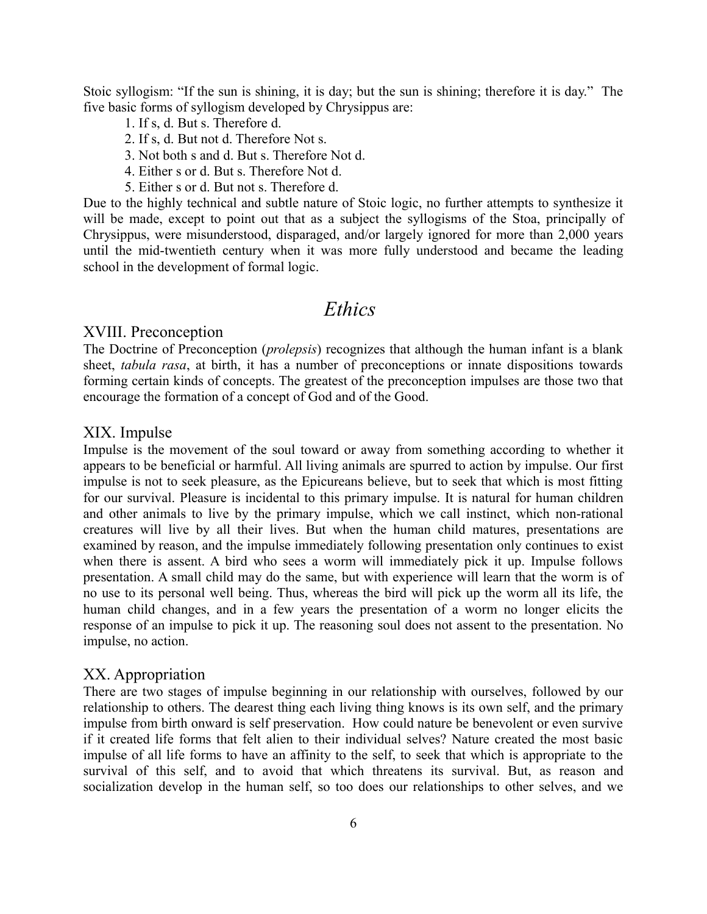Stoic syllogism: "If the sun is shining, it is day; but the sun is shining; therefore it is day." The five basic forms of syllogism developed by Chrysippus are:

1. If s, d. But s. Therefore d.
2. If s, d. But not d. Therefore Not s.
3. Not both s and d. But s. Therefore Not d.
4. Either s or d. But s. Therefore Not d.
5. Either s or d. But not s. Therefore d.

Due to the highly technical and subtle nature of Stoic logic, no further attempts to synthesize it will be made, except to point out that as a subject the syllogisms of the Stoa, principally of Chrysippus, were misunderstood, disparaged, and/or largely ignored for more than 2,000 years until the mid-twentieth century when it was more fully understood and became the leading school in the development of formal logic.

# *Ethics*

## XVIII. Preconception

The Doctrine of Preconception (*prolepsis*) recognizes that although the human infant is a blank sheet, *tabula rasa*, at birth, it has a number of preconceptions or innate dispositions towards forming certain kinds of concepts. The greatest of the preconception impulses are those two that encourage the formation of a concept of God and of the Good.

## XIX. Impulse

Impulse is the movement of the soul toward or away from something according to whether it appears to be beneficial or harmful. All living animals are spurred to action by impulse. Our first impulse is not to seek pleasure, as the Epicureans believe, but to seek that which is most fitting for our survival. Pleasure is incidental to this primary impulse. It is natural for human children and other animals to live by the primary impulse, which we call instinct, which non-rational creatures will live by all their lives. But when the human child matures, presentations are examined by reason, and the impulse immediately following presentation only continues to exist when there is assent. A bird who sees a worm will immediately pick it up. Impulse follows presentation. A small child may do the same, but with experience will learn that the worm is of no use to its personal well being. Thus, whereas the bird will pick up the worm all its life, the human child changes, and in a few years the presentation of a worm no longer elicits the response of an impulse to pick it up. The reasoning soul does not assent to the presentation. No impulse, no action.

## XX. Appropriation

There are two stages of impulse beginning in our relationship with ourselves, followed by our relationship to others. The dearest thing each living thing knows is its own self, and the primary impulse from birth onward is self preservation. How could nature be benevolent or even survive if it created life forms that felt alien to their individual selves? Nature created the most basic impulse of all life forms to have an affinity to the self, to seek that which is appropriate to the survival of this self, and to avoid that which threatens its survival. But, as reason and socialization develop in the human self, so too does our relationships to other selves, and we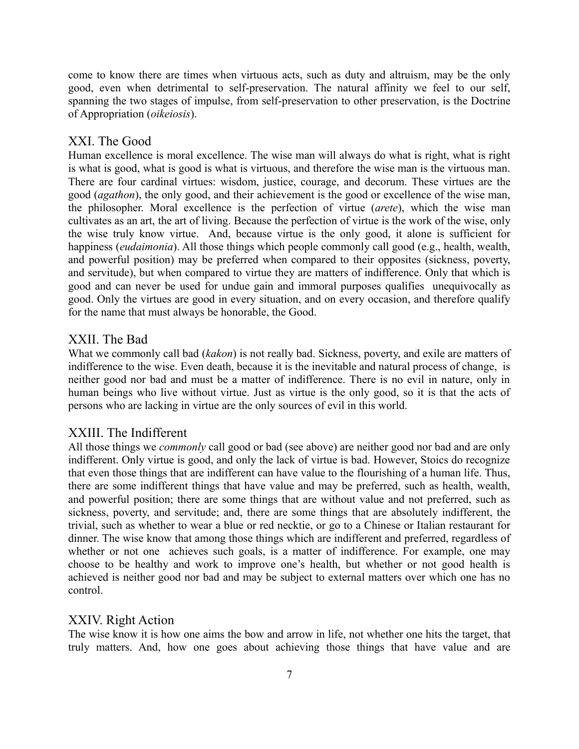come to know there are times when virtuous acts, such as duty and altruism, may be the only good, even when detrimental to self-preservation. The natural affinity we feel to our self, spanning the two stages of impulse, from self-preservation to other preservation, is the Doctrine of Appropriation (*oikeiosis*).

## XXI. The Good

Human excellence is moral excellence. The wise man will always do what is right, what is right is what is good, what is good is what is virtuous, and therefore the wise man is the virtuous man. There are four cardinal virtues: wisdom, justice, courage, and decorum. These virtues are the good (*agathon*), the only good, and their achievement is the good or excellence of the wise man, the philosopher. Moral excellence is the perfection of virtue (*arete*), which the wise man cultivates as an art, the art of living. Because the perfection of virtue is the work of the wise, only the wise truly know virtue. And, because virtue is the only good, it alone is sufficient for happiness (*eudaimonia*). All those things which people commonly call good (e.g., health, wealth, and powerful position) may be preferred when compared to their opposites (sickness, poverty, and servitude), but when compared to virtue they are matters of indifference. Only that which is good and can never be used for undue gain and immoral purposes qualifies unequivocally as good. Only the virtues are good in every situation, and on every occasion, and therefore qualify for the name that must always be honorable, the Good.

## XXII. The Bad

What we commonly call bad (*kakon*) is not really bad. Sickness, poverty, and exile are matters of indifference to the wise. Even death, because it is the inevitable and natural process of change, is neither good nor bad and must be a matter of indifference. There is no evil in nature, only in human beings who live without virtue. Just as virtue is the only good, so it is that the acts of persons who are lacking in virtue are the only sources of evil in this world.

## XXIII. The Indifferent

All those things we *commonly* call good or bad (see above) are neither good nor bad and are only indifferent. Only virtue is good, and only the lack of virtue is bad. However, Stoics do recognize that even those things that are indifferent can have value to the flourishing of a human life. Thus, there are some indifferent things that have value and may be preferred, such as health, wealth, and powerful position; there are some things that are without value and not preferred, such as sickness, poverty, and servitude; and, there are some things that are absolutely indifferent, the trivial, such as whether to wear a blue or red necktie, or go to a Chinese or Italian restaurant for dinner. The wise know that among those things which are indifferent and preferred, regardless of whether or not one achieves such goals, is a matter of indifference. For example, one may choose to be healthy and work to improve one's health, but whether or not good health is achieved is neither good nor bad and may be subject to external matters over which one has no control.

## XXIV. Right Action

The wise know it is how one aims the bow and arrow in life, not whether one hits the target, that truly matters. And, how one goes about achieving those things that have value and are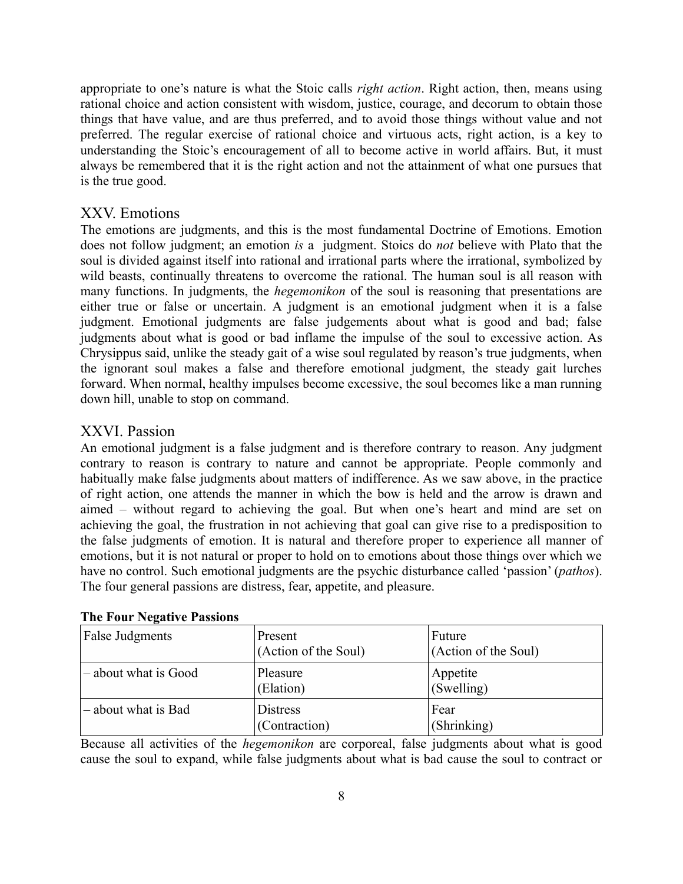appropriate to one's nature is what the Stoic calls *right action*. Right action, then, means using rational choice and action consistent with wisdom, justice, courage, and decorum to obtain those things that have value, and are thus preferred, and to avoid those things without value and not preferred. The regular exercise of rational choice and virtuous acts, right action, is a key to understanding the Stoic's encouragement of all to become active in world affairs. But, it must always be remembered that it is the right action and not the attainment of what one pursues that is the true good.

## XXV. Emotions

The emotions are judgments, and this is the most fundamental Doctrine of Emotions. Emotion does not follow judgment; an emotion *is* a judgment. Stoics do *not* believe with Plato that the soul is divided against itself into rational and irrational parts where the irrational, symbolized by wild beasts, continually threatens to overcome the rational. The human soul is all reason with many functions. In judgments, the *hegemonikon* of the soul is reasoning that presentations are either true or false or uncertain. A judgment is an emotional judgment when it is a false judgment. Emotional judgments are false judgements about what is good and bad; false judgments about what is good or bad inflame the impulse of the soul to excessive action. As Chrysippus said, unlike the steady gait of a wise soul regulated by reason's true judgments, when the ignorant soul makes a false and therefore emotional judgment, the steady gait lurches forward. When normal, healthy impulses become excessive, the soul becomes like a man running down hill, unable to stop on command.

## XXVI. Passion

An emotional judgment is a false judgment and is therefore contrary to reason. Any judgment contrary to reason is contrary to nature and cannot be appropriate. People commonly and habitually make false judgments about matters of indifference. As we saw above, in the practice of right action, one attends the manner in which the bow is held and the arrow is drawn and aimed – without regard to achieving the goal. But when one's heart and mind are set on achieving the goal, the frustration in not achieving that goal can give rise to a predisposition to the false judgments of emotion. It is natural and therefore proper to experience all manner of emotions, but it is not natural or proper to hold on to emotions about those things over which we have no control. Such emotional judgments are the psychic disturbance called 'passion' (*pathos*). The four general passions are distress, fear, appetite, and pleasure.

**The Four Negative Passions**

| False Judgments | Present (Action of the Soul) | Future (Action of the Soul) |
|---|---|---|
| – about what is Good | Pleasure (Elation) | Appetite (Swelling) |
| – about what is Bad | Distress (Contraction) | Fear (Shrinking) |

Because all activities of the *hegemonikon* are corporeal, false judgments about what is good cause the soul to expand, while false judgments about what is bad cause the soul to contract or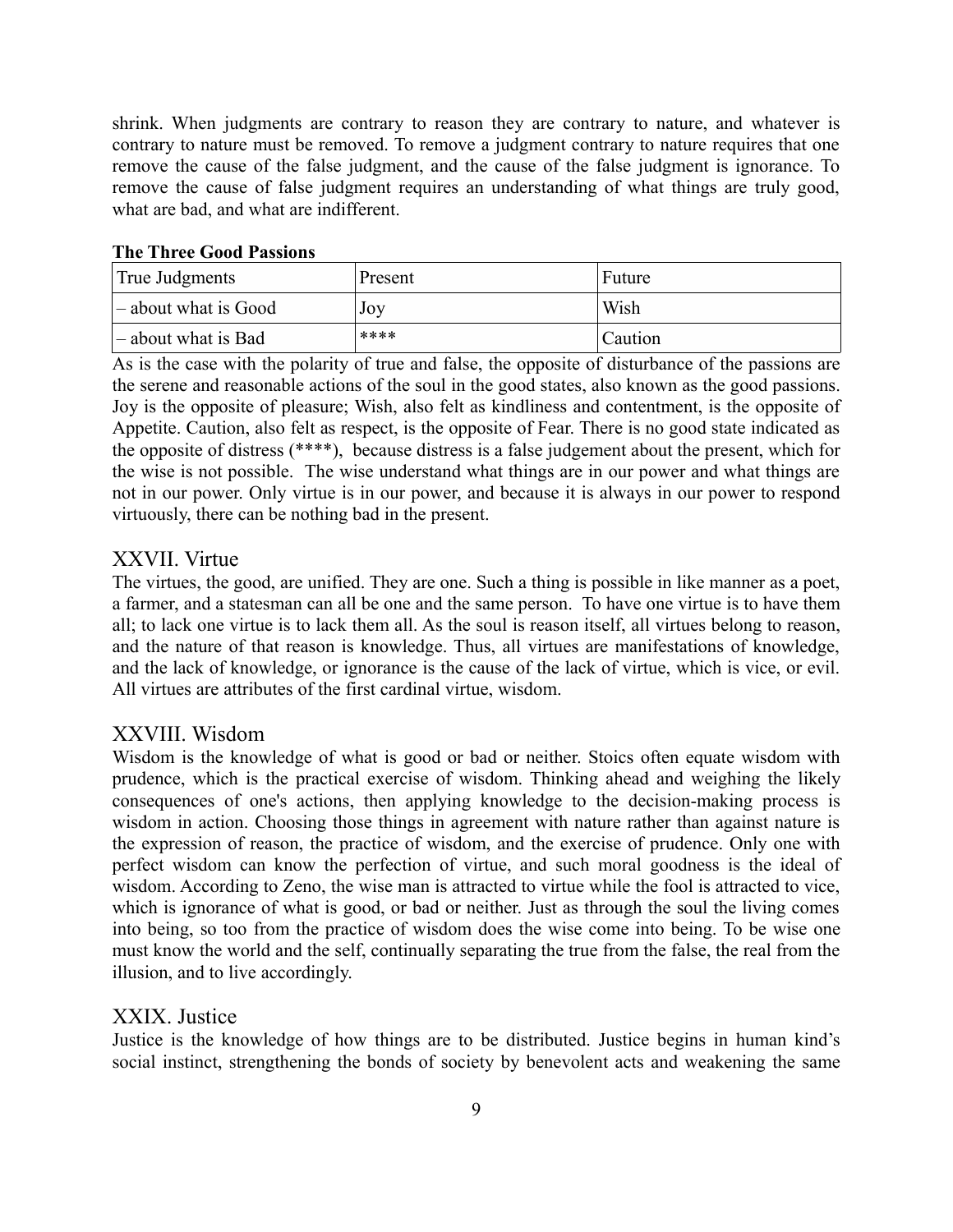shrink. When judgments are contrary to reason they are contrary to nature, and whatever is contrary to nature must be removed. To remove a judgment contrary to nature requires that one remove the cause of the false judgment, and the cause of the false judgment is ignorance. To remove the cause of false judgment requires an understanding of what things are truly good, what are bad, and what are indifferent.

**The Three Good Passions**

| True Judgments | Present | Future |
|---|---|---|
| – about what is Good | Joy | Wish |
| – about what is Bad | **** | Caution |

As is the case with the polarity of true and false, the opposite of disturbance of the passions are the serene and reasonable actions of the soul in the good states, also known as the good passions. Joy is the opposite of pleasure; Wish, also felt as kindliness and contentment, is the opposite of Appetite. Caution, also felt as respect, is the opposite of Fear. There is no good state indicated as the opposite of distress (****), because distress is a false judgement about the present, which for the wise is not possible. The wise understand what things are in our power and what things are not in our power. Only virtue is in our power, and because it is always in our power to respond virtuously, there can be nothing bad in the present.

## XXVII. Virtue

The virtues, the good, are unified. They are one. Such a thing is possible in like manner as a poet, a farmer, and a statesman can all be one and the same person. To have one virtue is to have them all; to lack one virtue is to lack them all. As the soul is reason itself, all virtues belong to reason, and the nature of that reason is knowledge. Thus, all virtues are manifestations of knowledge, and the lack of knowledge, or ignorance is the cause of the lack of virtue, which is vice, or evil. All virtues are attributes of the first cardinal virtue, wisdom.

## XXVIII. Wisdom

Wisdom is the knowledge of what is good or bad or neither. Stoics often equate wisdom with prudence, which is the practical exercise of wisdom. Thinking ahead and weighing the likely consequences of one's actions, then applying knowledge to the decision-making process is wisdom in action. Choosing those things in agreement with nature rather than against nature is the expression of reason, the practice of wisdom, and the exercise of prudence. Only one with perfect wisdom can know the perfection of virtue, and such moral goodness is the ideal of wisdom. According to Zeno, the wise man is attracted to virtue while the fool is attracted to vice, which is ignorance of what is good, or bad or neither. Just as through the soul the living comes into being, so too from the practice of wisdom does the wise come into being. To be wise one must know the world and the self, continually separating the true from the false, the real from the illusion, and to live accordingly.

## XXIX. Justice

Justice is the knowledge of how things are to be distributed. Justice begins in human kind's social instinct, strengthening the bonds of society by benevolent acts and weakening the same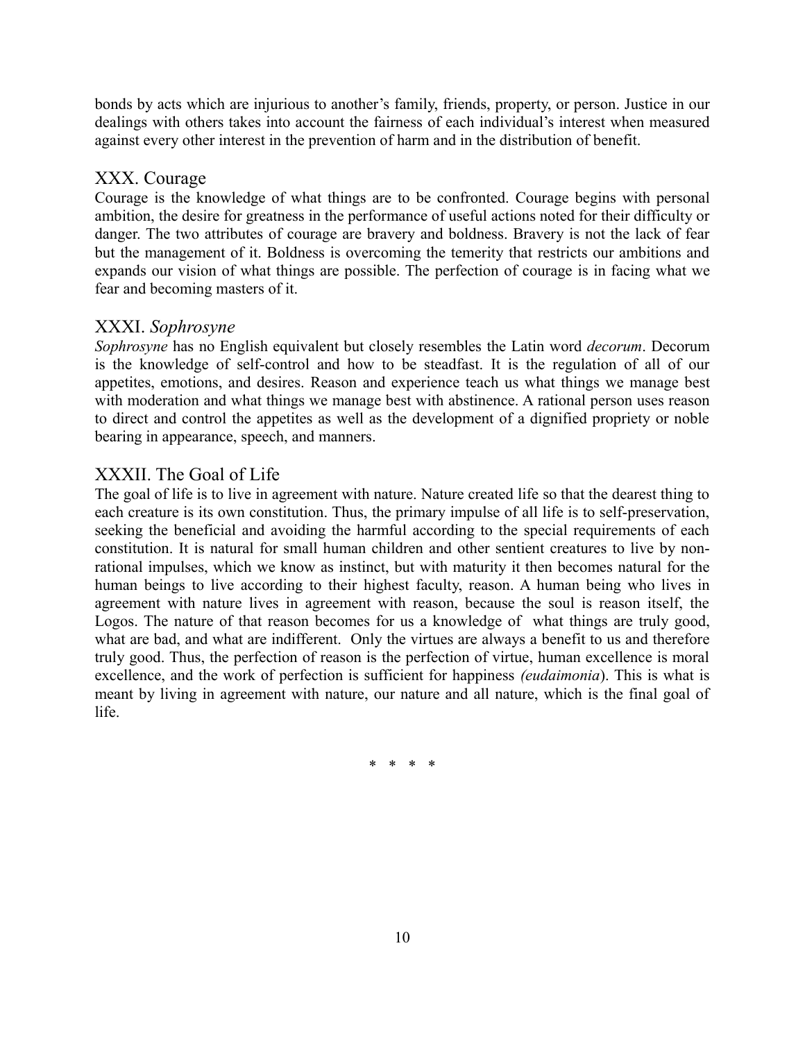bonds by acts which are injurious to another's family, friends, property, or person. Justice in our dealings with others takes into account the fairness of each individual's interest when measured against every other interest in the prevention of harm and in the distribution of benefit.

## XXX. Courage

Courage is the knowledge of what things are to be confronted. Courage begins with personal ambition, the desire for greatness in the performance of useful actions noted for their difficulty or danger. The two attributes of courage are bravery and boldness. Bravery is not the lack of fear but the management of it. Boldness is overcoming the temerity that restricts our ambitions and expands our vision of what things are possible. The perfection of courage is in facing what we fear and becoming masters of it.

## XXXI. *Sophrosyne*

*Sophrosyne* has no English equivalent but closely resembles the Latin word *decorum*. Decorum is the knowledge of self-control and how to be steadfast. It is the regulation of all of our appetites, emotions, and desires. Reason and experience teach us what things we manage best with moderation and what things we manage best with abstinence. A rational person uses reason to direct and control the appetites as well as the development of a dignified propriety or noble bearing in appearance, speech, and manners.

## XXXII. The Goal of Life

The goal of life is to live in agreement with nature. Nature created life so that the dearest thing to each creature is its own constitution. Thus, the primary impulse of all life is to self-preservation, seeking the beneficial and avoiding the harmful according to the special requirements of each constitution. It is natural for small human children and other sentient creatures to live by non-rational impulses, which we know as instinct, but with maturity it then becomes natural for the human beings to live according to their highest faculty, reason. A human being who lives in agreement with nature lives in agreement with reason, because the soul is reason itself, the Logos. The nature of that reason becomes for us a knowledge of what things are truly good, what are bad, and what are indifferent. Only the virtues are always a benefit to us and therefore truly good. Thus, the perfection of reason is the perfection of virtue, human excellence is moral excellence, and the work of perfection is sufficient for happiness *(eudaimonia*). This is what is meant by living in agreement with nature, our nature and all nature, which is the final goal of life.

\* \* \* \*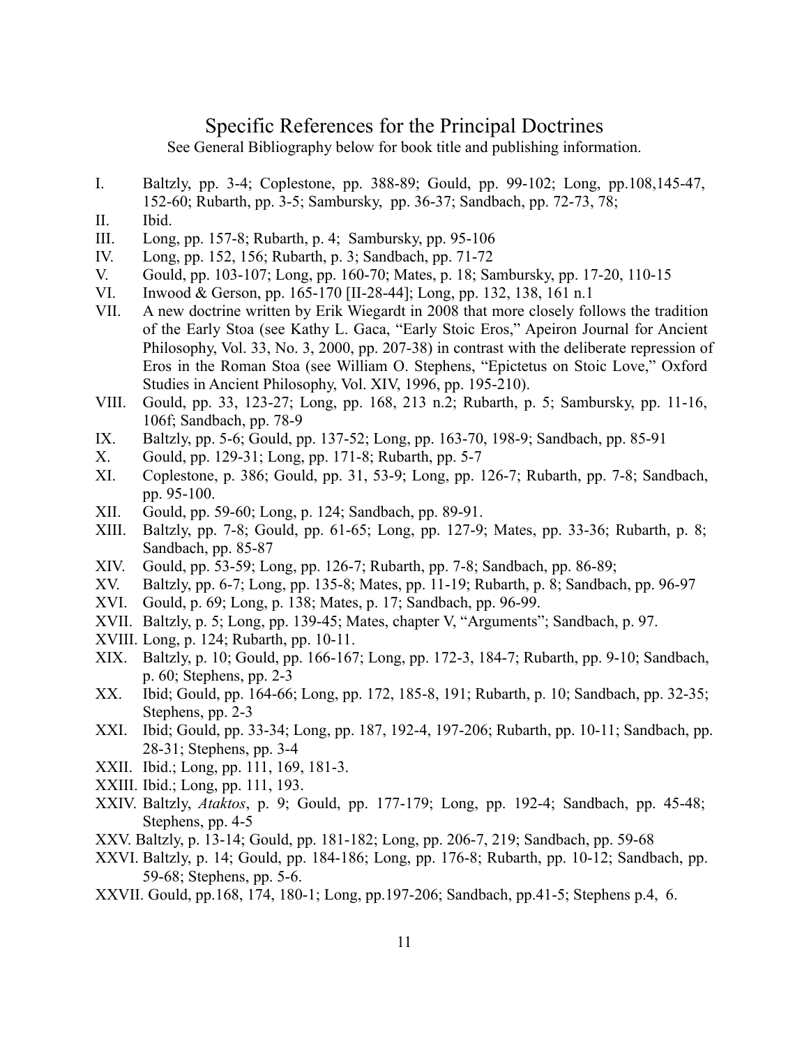## Specific References for the Principal Doctrines

See General Bibliography below for book title and publishing information.

- I. Baltzly, pp. 3-4; Coplestone, pp. 388-89; Gould, pp. 99-102; Long, pp.108,145-47, 152-60; Rubarth, pp. 3-5; Sambursky, pp. 36-37; Sandbach, pp. 72-73, 78;
- II. Ibid.
- III. Long, pp. 157-8; Rubarth, p. 4; Sambursky, pp. 95-106
- IV. Long, pp. 152, 156; Rubarth, p. 3; Sandbach, pp. 71-72
- V. Gould, pp. 103-107; Long, pp. 160-70; Mates, p. 18; Sambursky, pp. 17-20, 110-15
- VI. Inwood & Gerson, pp. 165-170 [II-28-44]; Long, pp. 132, 138, 161 n.1
- VII. A new doctrine written by Erik Wiegardt in 2008 that more closely follows the tradition of the Early Stoa (see Kathy L. Gaca, "Early Stoic Eros," Apeiron Journal for Ancient Philosophy, Vol. 33, No. 3, 2000, pp. 207-38) in contrast with the deliberate repression of Eros in the Roman Stoa (see William O. Stephens, "Epictetus on Stoic Love," Oxford Studies in Ancient Philosophy, Vol. XIV, 1996, pp. 195-210).
- VIII. Gould, pp. 33, 123-27; Long, pp. 168, 213 n.2; Rubarth, p. 5; Sambursky, pp. 11-16, 106f; Sandbach, pp. 78-9
- IX. Baltzly, pp. 5-6; Gould, pp. 137-52; Long, pp. 163-70, 198-9; Sandbach, pp. 85-91
- X. Gould, pp. 129-31; Long, pp. 171-8; Rubarth, pp. 5-7
- XI. Coplestone, p. 386; Gould, pp. 31, 53-9; Long, pp. 126-7; Rubarth, pp. 7-8; Sandbach, pp. 95-100.
- XII. Gould, pp. 59-60; Long, p. 124; Sandbach, pp. 89-91.
- XIII. Baltzly, pp. 7-8; Gould, pp. 61-65; Long, pp. 127-9; Mates, pp. 33-36; Rubarth, p. 8; Sandbach, pp. 85-87
- XIV. Gould, pp. 53-59; Long, pp. 126-7; Rubarth, pp. 7-8; Sandbach, pp. 86-89;
- XV. Baltzly, pp. 6-7; Long, pp. 135-8; Mates, pp. 11-19; Rubarth, p. 8; Sandbach, pp. 96-97
- XVI. Gould, p. 69; Long, p. 138; Mates, p. 17; Sandbach, pp. 96-99.
- XVII. Baltzly, p. 5; Long, pp. 139-45; Mates, chapter V, "Arguments"; Sandbach, p. 97.
- XVIII. Long, p. 124; Rubarth, pp. 10-11.
- XIX. Baltzly, p. 10; Gould, pp. 166-167; Long, pp. 172-3, 184-7; Rubarth, pp. 9-10; Sandbach, p. 60; Stephens, pp. 2-3
- XX. Ibid; Gould, pp. 164-66; Long, pp. 172, 185-8, 191; Rubarth, p. 10; Sandbach, pp. 32-35; Stephens, pp. 2-3
- XXI. Ibid; Gould, pp. 33-34; Long, pp. 187, 192-4, 197-206; Rubarth, pp. 10-11; Sandbach, pp. 28-31; Stephens, pp. 3-4
- XXII. Ibid.; Long, pp. 111, 169, 181-3.
- XXIII. Ibid.; Long, pp. 111, 193.
- XXIV. Baltzly, *Ataktos*, p. 9; Gould, pp. 177-179; Long, pp. 192-4; Sandbach, pp. 45-48; Stephens, pp. 4-5
- XXV. Baltzly, p. 13-14; Gould, pp. 181-182; Long, pp. 206-7, 219; Sandbach, pp. 59-68
- XXVI. Baltzly, p. 14; Gould, pp. 184-186; Long, pp. 176-8; Rubarth, pp. 10-12; Sandbach, pp. 59-68; Stephens, pp. 5-6.
- XXVII. Gould, pp.168, 174, 180-1; Long, pp.197-206; Sandbach, pp.41-5; Stephens p.4, 6.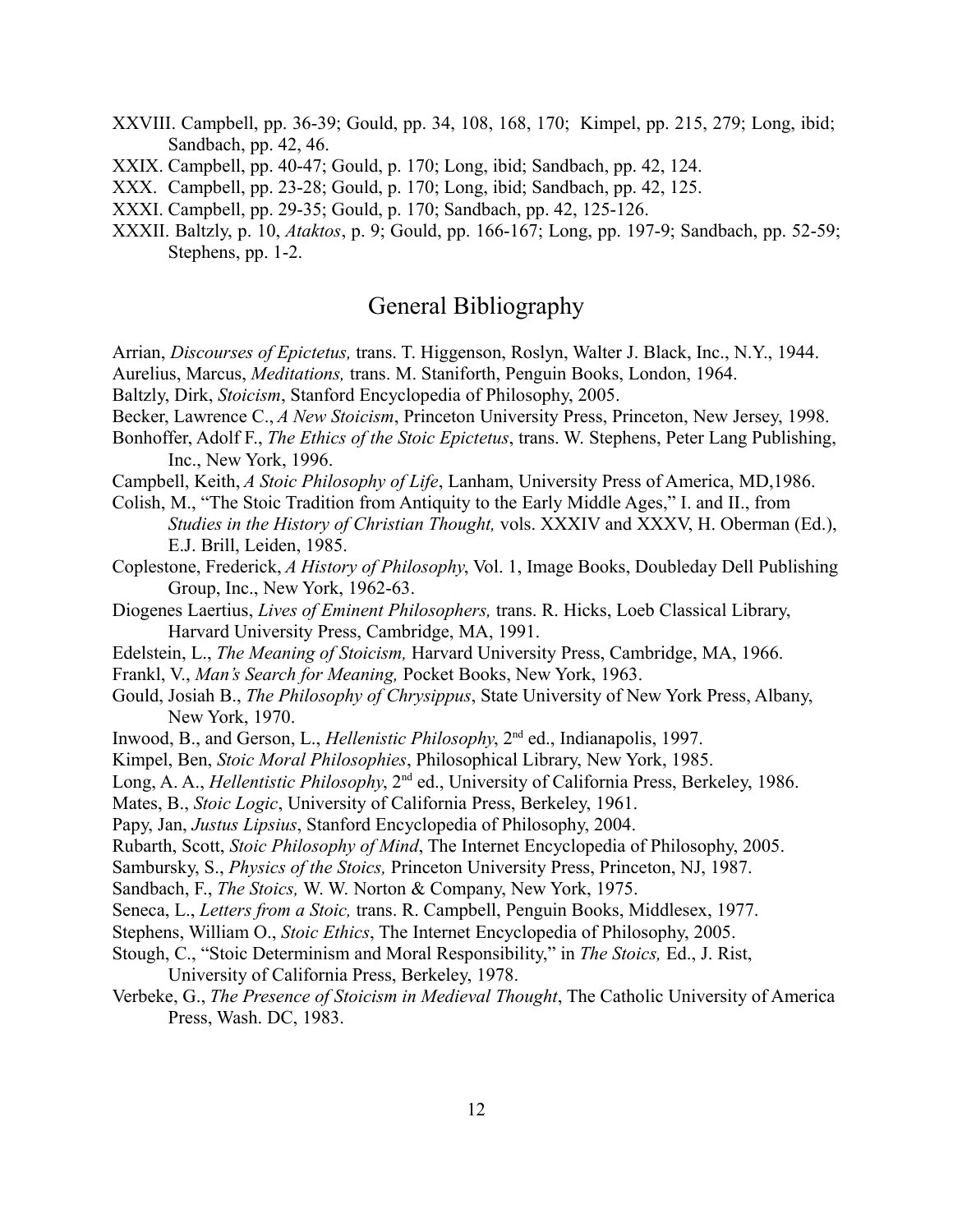XXVIII. Campbell, pp. 36-39; Gould, pp. 34, 108, 168, 170; Kimpel, pp. 215, 279; Long, ibid; Sandbach, pp. 42, 46.

XXIX. Campbell, pp. 40-47; Gould, p. 170; Long, ibid; Sandbach, pp. 42, 124.

XXX. Campbell, pp. 23-28; Gould, p. 170; Long, ibid; Sandbach, pp. 42, 125.

XXXI. Campbell, pp. 29-35; Gould, p. 170; Sandbach, pp. 42, 125-126.

XXXII. Baltzly, p. 10, *Ataktos*, p. 9; Gould, pp. 166-167; Long, pp. 197-9; Sandbach, pp. 52-59; Stephens, pp. 1-2.

## General Bibliography

Arrian, *Discourses of Epictetus,* trans. T. Higgenson, Roslyn, Walter J. Black, Inc., N.Y., 1944.

Aurelius, Marcus, *Meditations,* trans. M. Staniforth, Penguin Books, London, 1964.

Baltzly, Dirk, *Stoicism*, Stanford Encyclopedia of Philosophy, 2005.

Becker, Lawrence C., *A New Stoicism*, Princeton University Press, Princeton, New Jersey, 1998.

Bonhoffer, Adolf F., *The Ethics of the Stoic Epictetus*, trans. W. Stephens, Peter Lang Publishing, Inc., New York, 1996.

Campbell, Keith, *A Stoic Philosophy of Life*, Lanham, University Press of America, MD,1986.

Colish, M., "The Stoic Tradition from Antiquity to the Early Middle Ages," I. and II., from *Studies in the History of Christian Thought,* vols. XXXIV and XXXV, H. Oberman (Ed.), E.J. Brill, Leiden, 1985.

Coplestone, Frederick, *A History of Philosophy*, Vol. 1, Image Books, Doubleday Dell Publishing Group, Inc., New York, 1962-63.

Diogenes Laertius, *Lives of Eminent Philosophers,* trans. R. Hicks, Loeb Classical Library, Harvard University Press, Cambridge, MA, 1991.

Edelstein, L., *The Meaning of Stoicism,* Harvard University Press, Cambridge, MA, 1966.

Frankl, V., *Man's Search for Meaning,* Pocket Books, New York, 1963.

Gould, Josiah B., *The Philosophy of Chrysippus*, State University of New York Press, Albany, New York, 1970.

Inwood, B., and Gerson, L., *Hellenistic Philosophy*, 2nd ed., Indianapolis, 1997.

Kimpel, Ben, *Stoic Moral Philosophies*, Philosophical Library, New York, 1985.

Long, A. A., *Hellentistic Philosophy*, 2nd ed., University of California Press, Berkeley, 1986.

Mates, B., *Stoic Logic*, University of California Press, Berkeley, 1961.

Papy, Jan, *Justus Lipsius*, Stanford Encyclopedia of Philosophy, 2004.

Rubarth, Scott, *Stoic Philosophy of Mind*, The Internet Encyclopedia of Philosophy, 2005.

Sambursky, S., *Physics of the Stoics,* Princeton University Press, Princeton, NJ, 1987.

Sandbach, F., *The Stoics,* W. W. Norton & Company, New York, 1975.

Seneca, L., *Letters from a Stoic,* trans. R. Campbell, Penguin Books, Middlesex, 1977.

Stephens, William O., *Stoic Ethics*, The Internet Encyclopedia of Philosophy, 2005.

Stough, C., "Stoic Determinism and Moral Responsibility," in *The Stoics,* Ed., J. Rist, University of California Press, Berkeley, 1978.

Verbeke, G., *The Presence of Stoicism in Medieval Thought*, The Catholic University of America Press, Wash. DC, 1983.